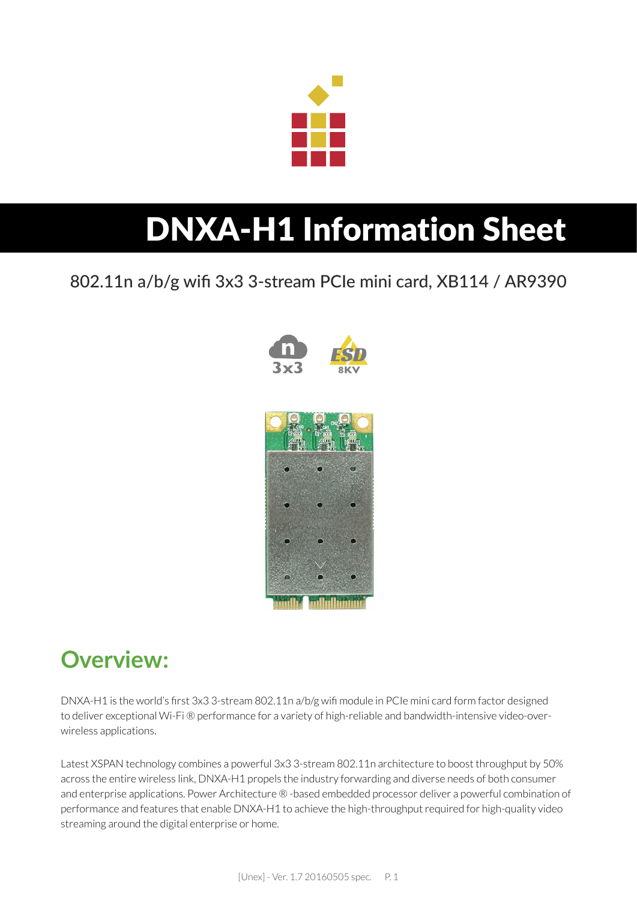# DNXA-H1 Information Sheet

802.11n a/b/g wifi 3x3 3-stream PCIe mini card, XB114 / AR9390

## Overview:

DNXA-H1 is the world's first 3x3 3-stream 802.11n a/b/g wifi module in PCIe mini card form factor designed to deliver exceptional Wi-Fi ® performance for a variety of high-reliable and bandwidth-intensive video-over-wireless applications.

Latest XSPAN technology combines a powerful 3x3 3-stream 802.11n architecture to boost throughput by 50% across the entire wireless link, DNXA-H1 propels the industry forwarding and diverse needs of both consumer and enterprise applications. Power Architecture ® -based embedded processor deliver a powerful combination of performance and features that enable DNXA-H1 to achieve the high-throughput required for high-quality video streaming around the digital enterprise or home.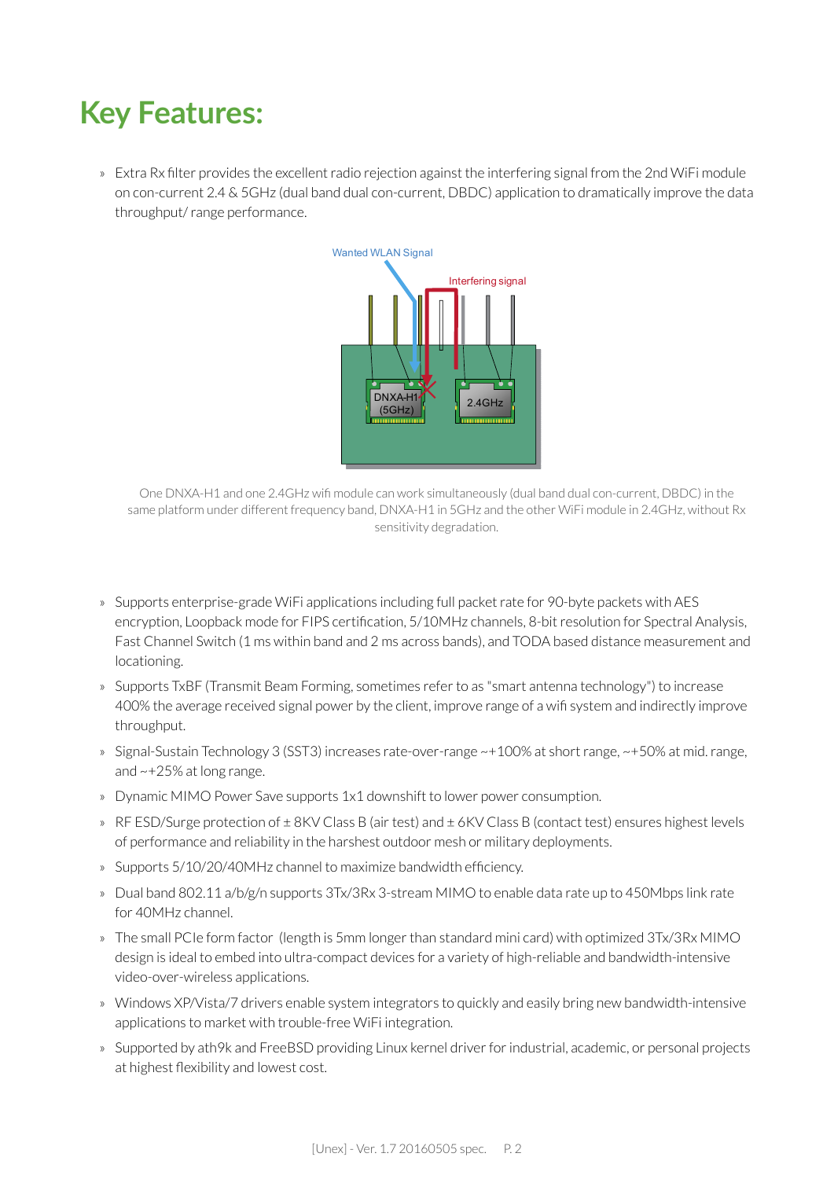# Key Features:

- Extra Rx filter provides the excellent radio rejection against the interfering signal from the 2nd WiFi module on con-current 2.4 & 5GHz (dual band dual con-current, DBDC) application to dramatically improve the data throughput/ range performance.

One DNXA-H1 and one 2.4GHz wifi module can work simultaneously (dual band dual con-current, DBDC) in the same platform under different frequency band, DNXA-H1 in 5GHz and the other WiFi module in 2.4GHz, without Rx sensitivity degradation.

- Supports enterprise-grade WiFi applications including full packet rate for 90-byte packets with AES encryption, Loopback mode for FIPS certification, 5/10MHz channels, 8-bit resolution for Spectral Analysis, Fast Channel Switch (1 ms within band and 2 ms across bands), and TODA based distance measurement and locationing.
- Supports TxBF (Transmit Beam Forming, sometimes refer to as "smart antenna technology") to increase 400% the average received signal power by the client, improve range of a wifi system and indirectly improve throughput.
- Signal-Sustain Technology 3 (SST3) increases rate-over-range ~+100% at short range, ~+50% at mid. range, and ~+25% at long range.
- Dynamic MIMO Power Save supports 1x1 downshift to lower power consumption.
- RF ESD/Surge protection of ± 8KV Class B (air test) and ± 6KV Class B (contact test) ensures highest levels of performance and reliability in the harshest outdoor mesh or military deployments.
- Supports 5/10/20/40MHz channel to maximize bandwidth efficiency.
- Dual band 802.11 a/b/g/n supports 3Tx/3Rx 3-stream MIMO to enable data rate up to 450Mbps link rate for 40MHz channel.
- The small PCIe form factor (length is 5mm longer than standard mini card) with optimized 3Tx/3Rx MIMO design is ideal to embed into ultra-compact devices for a variety of high-reliable and bandwidth-intensive video-over-wireless applications.
- Windows XP/Vista/7 drivers enable system integrators to quickly and easily bring new bandwidth-intensive applications to market with trouble-free WiFi integration.
- Supported by ath9k and FreeBSD providing Linux kernel driver for industrial, academic, or personal projects at highest flexibility and lowest cost.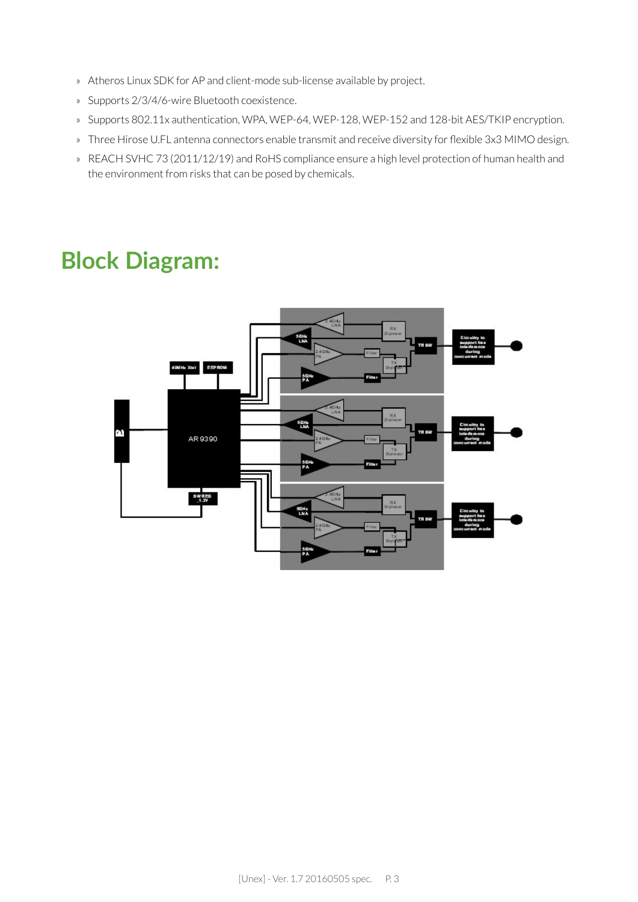- Atheros Linux SDK for AP and client-mode sub-license available by project.
- Supports 2/3/4/6-wire Bluetooth coexistence.
- Supports 802.11x authentication, WPA, WEP-64, WEP-128, WEP-152 and 128-bit AES/TKIP encryption.
- Three Hirose U.FL antenna connectors enable transmit and receive diversity for flexible 3x3 MIMO design.
- REACH SVHC 73 (2011/12/19) and RoHS compliance ensure a high level protection of human health and the environment from risks that can be posed by chemicals.

## Block Diagram: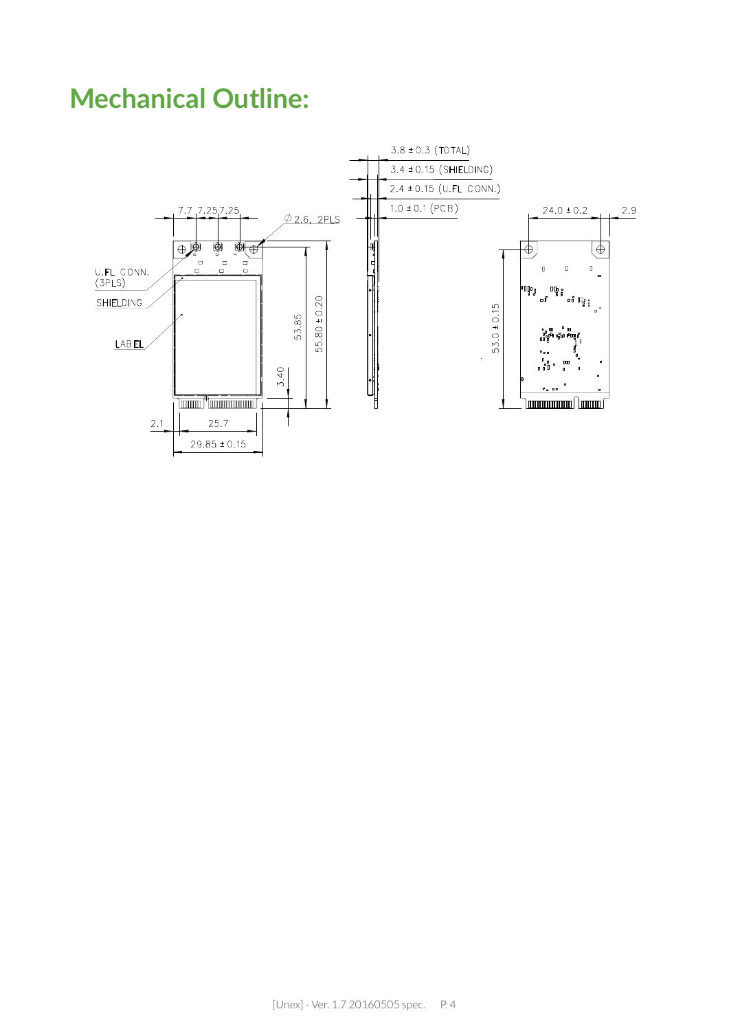# Mechanical Outline: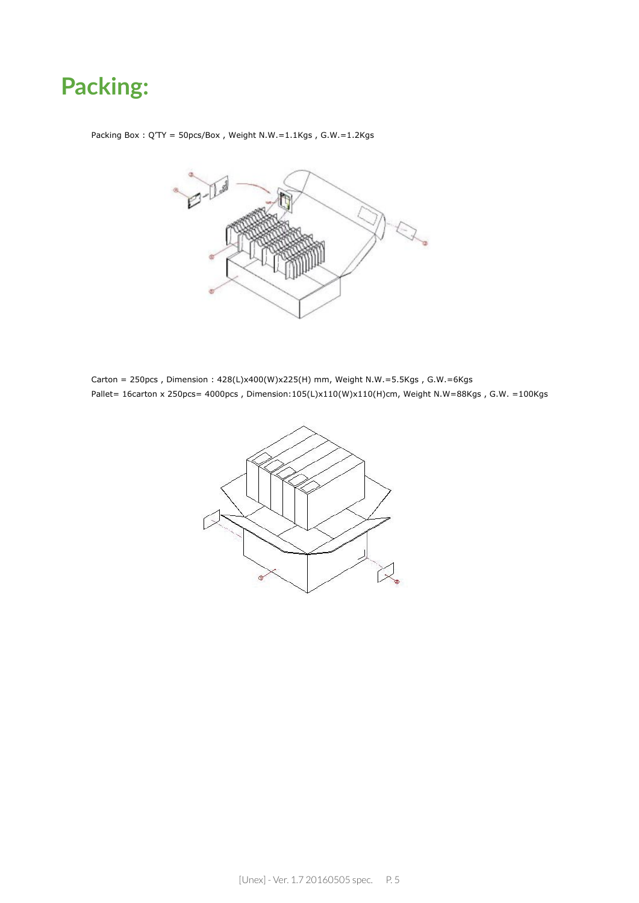# Packing:

Packing Box : Q'TY = 50pcs/Box , Weight N.W.=1.1Kgs , G.W.=1.2Kgs

Carton = 250pcs , Dimension : 428(L)x400(W)x225(H) mm, Weight N.W.=5.5Kgs , G.W.=6Kgs

Pallet= 16carton x 250pcs= 4000pcs , Dimension:105(L)x110(W)x110(H)cm, Weight N.W=88Kgs , G.W. =100Kgs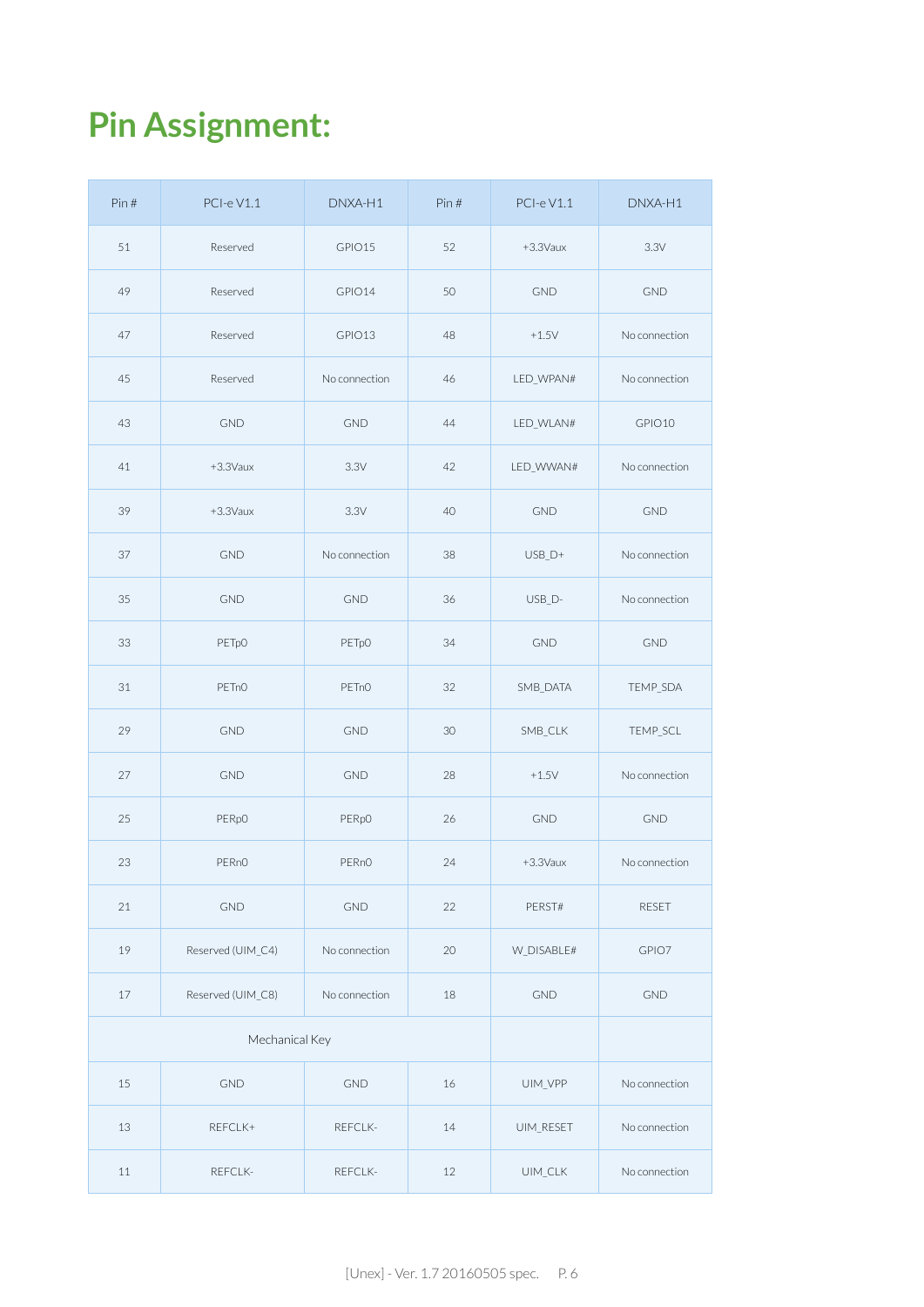# Pin Assignment:

| Pin # | PCI-e V1.1 | DNXA-H1 | Pin # | PCI-e V1.1 | DNXA-H1 |
|---|---|---|---|---|---|
| 51 | Reserved | GPIO15 | 52 | +3.3Vaux | 3.3V |
| 49 | Reserved | GPIO14 | 50 | GND | GND |
| 47 | Reserved | GPIO13 | 48 | +1.5V | No connection |
| 45 | Reserved | No connection | 46 | LED_WPAN# | No connection |
| 43 | GND | GND | 44 | LED_WLAN# | GPIO10 |
| 41 | +3.3Vaux | 3.3V | 42 | LED_WWAN# | No connection |
| 39 | +3.3Vaux | 3.3V | 40 | GND | GND |
| 37 | GND | No connection | 38 | USB_D+ | No connection |
| 35 | GND | GND | 36 | USB_D- | No connection |
| 33 | PETp0 | PETp0 | 34 | GND | GND |
| 31 | PETn0 | PETn0 | 32 | SMB_DATA | TEMP_SDA |
| 29 | GND | GND | 30 | SMB_CLK | TEMP_SCL |
| 27 | GND | GND | 28 | +1.5V | No connection |
| 25 | PERp0 | PERp0 | 26 | GND | GND |
| 23 | PERn0 | PERn0 | 24 | +3.3Vaux | No connection |
| 21 | GND | GND | 22 | PERST# | RESET |
| 19 | Reserved (UIM_C4) | No connection | 20 | W_DISABLE# | GPIO7 |
| 17 | Reserved (UIM_C8) | No connection | 18 | GND | GND |
| Mechanical Key | | | | | |
| 15 | GND | GND | 16 | UIM_VPP | No connection |
| 13 | REFCLK+ | REFCLK- | 14 | UIM_RESET | No connection |
| 11 | REFCLK- | REFCLK- | 12 | UIM_CLK | No connection |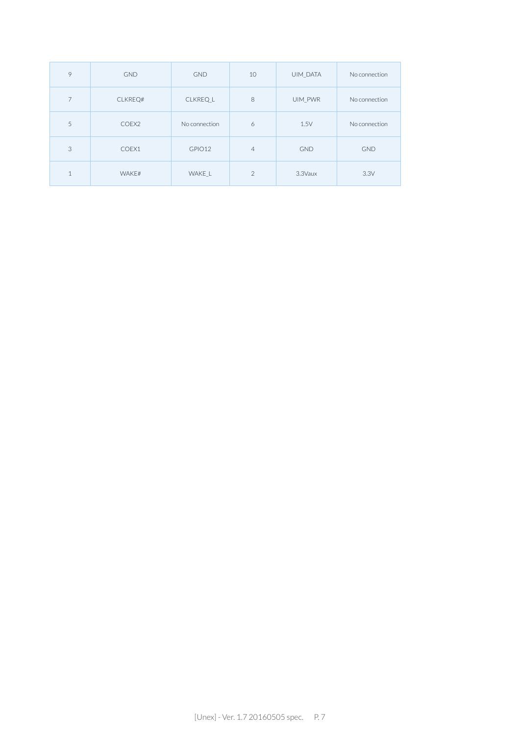| 9 | GND | GND | 10 | UIM_DATA | No connection |
|---|---|---|---|---|---|
| 7 | CLKREQ# | CLKREQ_L | 8 | UIM_PWR | No connection |
| 5 | COEX2 | No connection | 6 | 1.5V | No connection |
| 3 | COEX1 | GPIO12 | 4 | GND | GND |
| 1 | WAKE# | WAKE_L | 2 | 3.3Vaux | 3.3V |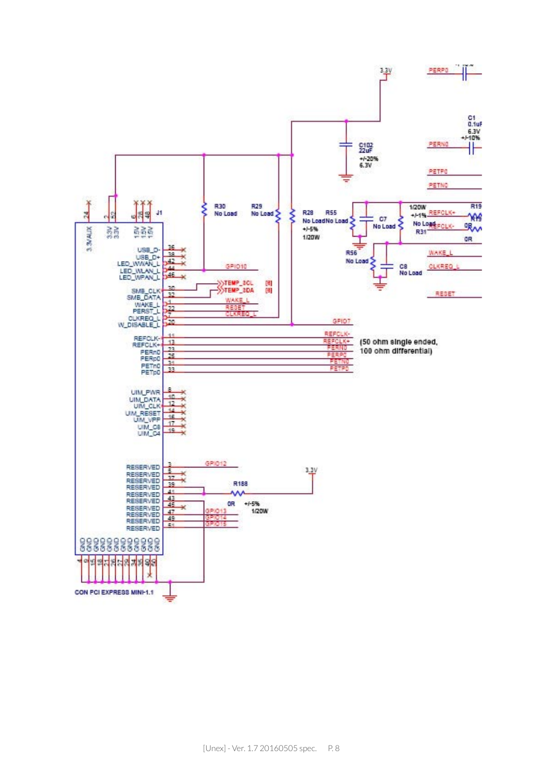3.3V

PERP0

C1
0.1uF
6.3V
+/-10%

PERN0

C102
22uF
+/-20%
6.3V

PETP0

PETN0

R30
No Load

R29
No Load

R28
No Load
+/-5%
1/20W

R55
No Load

C7
No Load

1/20W
+/-1%
No Load
R31

R19

REFCLK+

REFCLK-

0R

R56
No Load

C8
No Load

WAKE_L

CLKREQ_L

RESET

J1

| Pin | Name |
| --- | --- |
| 24 | 3.3VAUX |
| 2 | 33V |
| 52 | 33V |
| 6 | 15V |
| 28 | 15V |
| 48 | 15V |
| 36 | USB_D- |
| 38 | USB_D+ |
| 42 | LED_WWAN_L |
| 44 | LED_WLAN_L (GPIO10) |
| 46 | LED_WPAN_L |
| 30 | SMB_CLK (TEMP_SCL [9]) |
| 32 | SMB_DATA (TEMP_SDA [9]) |
| 1 | WAKE_L (WAKE_L) |
| 22 | PERST_L (RESET) |
| 7 | CLKREQ_L (CLKREQ_L) |
| 20 | W_DISABLE_L (GPIO7) |
| 11 | REFCLK- (REFCLK-) |
| 13 | REFCLK+ (REFCLK+) |
| 23 | PERn0 (PERN0) |
| 25 | PERp0 (PERP0) |
| 31 | PETn0 (PETN0) |
| 33 | PETp0 (PETP0) |
| 8 | UIM_PWR |
| 10 | UIM_DATA |
| 12 | UIM_CLK |
| 14 | UIM_RESET |
| 16 | UIM_VPP |
| 17 | UIM_C8 |
| 19 | UIM_C4 |
| 3 | RESERVED (GPIO12) |
| 5 | RESERVED |
| 37 | RESERVED |
| 39 | RESERVED |
| 41 | RESERVED |
| 43 | RESERVED |
| 45 | RESERVED |
| 47 | RESERVED (GPIO13) |
| 49 | RESERVED (GPIO14) |
| 51 | RESERVED (GPIO15) |
| 4, 9, 15, 18, 21, 26, 27, 29, 34, 35, 40, 50 | GND |

(50 ohm single ended, 100 ohm differential)

R188
0R
+/-5%
1/20W

CON PCI EXPRESS MINI-1.1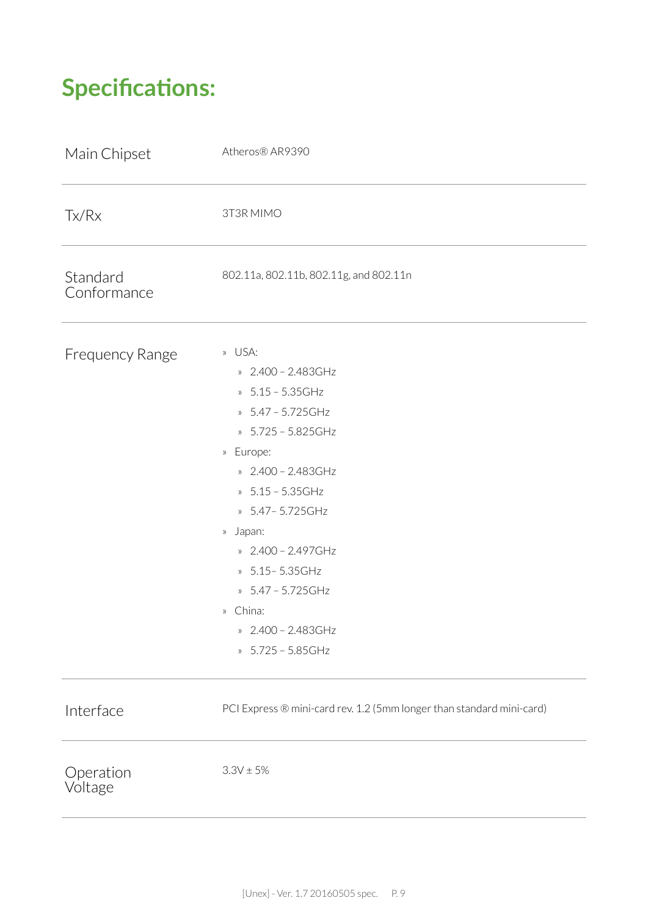# Specifications:

| | |
|---|---|
| Main Chipset | Atheros® AR9390 |
| Tx/Rx | 3T3R MIMO |
| Standard Conformance | 802.11a, 802.11b, 802.11g, and 802.11n |
| Frequency Range | » USA:<br>» 2.400 – 2.483GHz<br>» 5.15 – 5.35GHz<br>» 5.47 – 5.725GHz<br>» 5.725 – 5.825GHz<br>» Europe:<br>» 2.400 – 2.483GHz<br>» 5.15 – 5.35GHz<br>» 5.47– 5.725GHz<br>» Japan:<br>» 2.400 – 2.497GHz<br>» 5.15– 5.35GHz<br>» 5.47 – 5.725GHz<br>» China:<br>» 2.400 – 2.483GHz<br>» 5.725 – 5.85GHz |
| Interface | PCI Express ® mini-card rev. 1.2 (5mm longer than standard mini-card) |
| Operation Voltage | 3.3V ± 5% |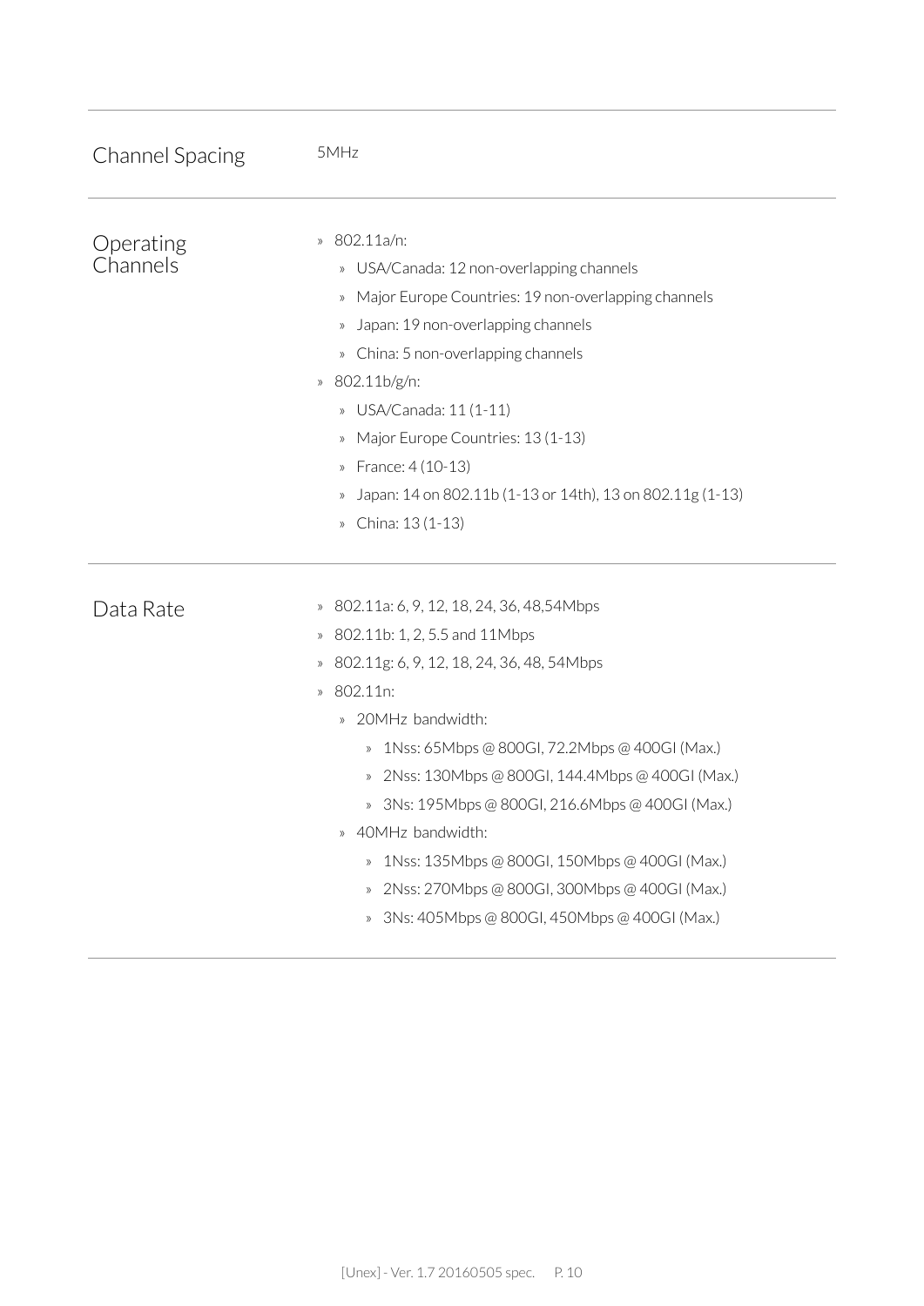| | |
|---|---|
| Channel Spacing | 5MHz |
| Operating Channels | » 802.11a/n:<br>» USA/Canada: 12 non-overlapping channels<br>» Major Europe Countries: 19 non-overlapping channels<br>» Japan: 19 non-overlapping channels<br>» China: 5 non-overlapping channels<br>» 802.11b/g/n:<br>» USA/Canada: 11 (1-11)<br>» Major Europe Countries: 13 (1-13)<br>» France: 4 (10-13)<br>» Japan: 14 on 802.11b (1-13 or 14th), 13 on 802.11g (1-13)<br>» China: 13 (1-13) |
| Data Rate | » 802.11a: 6, 9, 12, 18, 24, 36, 48,54Mbps<br>» 802.11b: 1, 2, 5.5 and 11Mbps<br>» 802.11g: 6, 9, 12, 18, 24, 36, 48, 54Mbps<br>» 802.11n:<br>» 20MHz bandwidth:<br>» 1Nss: 65Mbps @ 800GI, 72.2Mbps @ 400GI (Max.)<br>» 2Nss: 130Mbps @ 800GI, 144.4Mbps @ 400GI (Max.)<br>» 3Ns: 195Mbps @ 800GI, 216.6Mbps @ 400GI (Max.)<br>» 40MHz bandwidth:<br>» 1Nss: 135Mbps @ 800GI, 150Mbps @ 400GI (Max.)<br>» 2Nss: 270Mbps @ 800GI, 300Mbps @ 400GI (Max.)<br>» 3Ns: 405Mbps @ 800GI, 450Mbps @ 400GI (Max.) |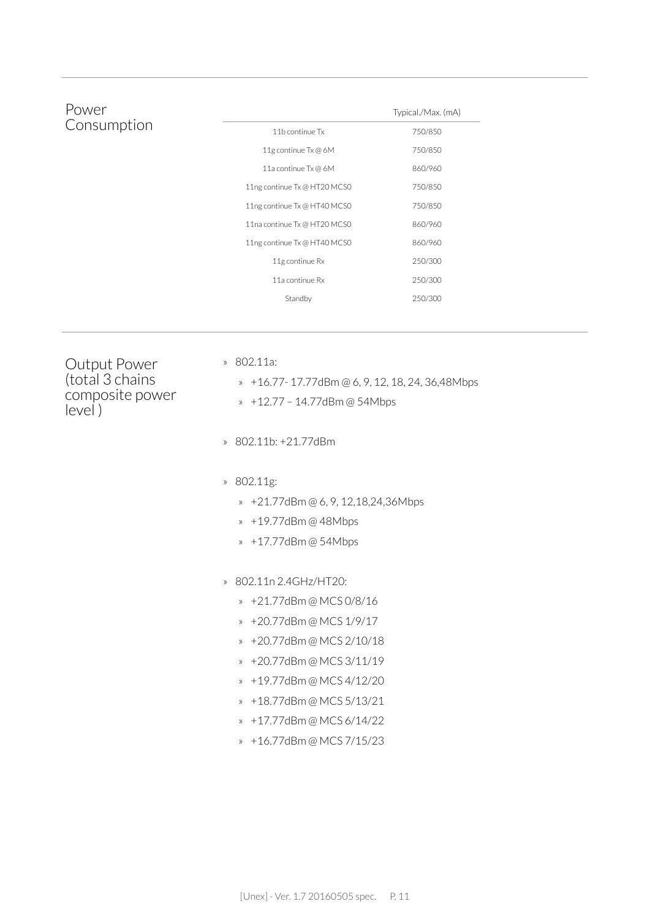## Power Consumption

| | Typical./Max. (mA) |
|---|---|
| 11b continue Tx | 750/850 |
| 11g continue Tx @ 6M | 750/850 |
| 11a continue Tx @ 6M | 860/960 |
| 11ng continue Tx @ HT20 MCS0 | 750/850 |
| 11ng continue Tx @ HT40 MCS0 | 750/850 |
| 11na continue Tx @ HT20 MCS0 | 860/960 |
| 11ng continue Tx @ HT40 MCS0 | 860/960 |
| 11g continue Rx | 250/300 |
| 11a continue Rx | 250/300 |
| Standby | 250/300 |

## Output Power (total 3 chains composite power level )

» 802.11a:

  » +16.77- 17.77dBm @ 6, 9, 12, 18, 24, 36,48Mbps

  » +12.77 – 14.77dBm @ 54Mbps

» 802.11b: +21.77dBm

» 802.11g:

  » +21.77dBm @ 6, 9, 12,18,24,36Mbps

  » +19.77dBm @ 48Mbps

  » +17.77dBm @ 54Mbps

» 802.11n 2.4GHz/HT20:

  » +21.77dBm @ MCS 0/8/16

  » +20.77dBm @ MCS 1/9/17

  » +20.77dBm @ MCS 2/10/18

  » +20.77dBm @ MCS 3/11/19

  » +19.77dBm @ MCS 4/12/20

  » +18.77dBm @ MCS 5/13/21

  » +17.77dBm @ MCS 6/14/22

  » +16.77dBm @ MCS 7/15/23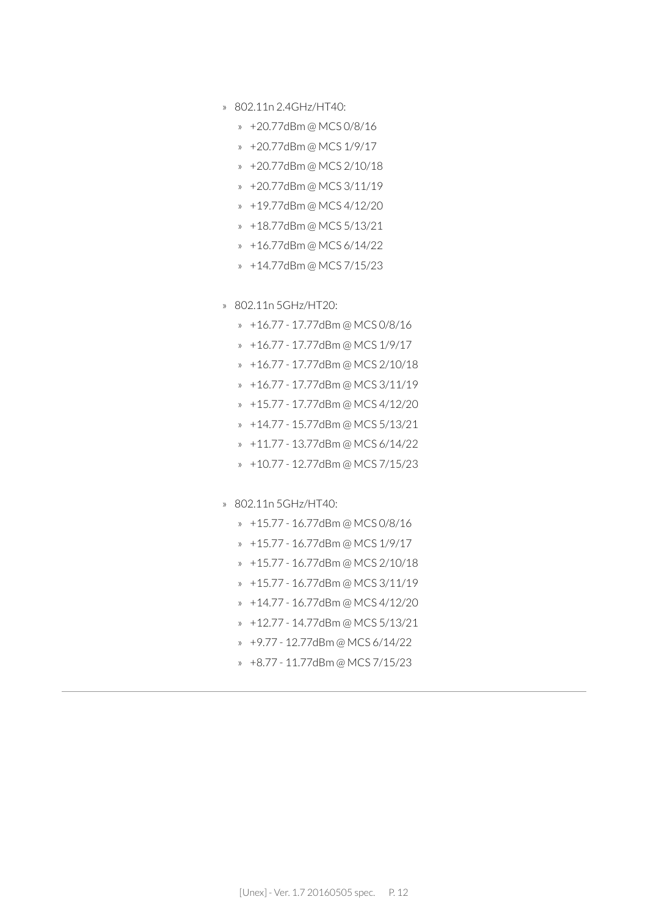- 802.11n 2.4GHz/HT40:
  - +20.77dBm @ MCS 0/8/16
  - +20.77dBm @ MCS 1/9/17
  - +20.77dBm @ MCS 2/10/18
  - +20.77dBm @ MCS 3/11/19
  - +19.77dBm @ MCS 4/12/20
  - +18.77dBm @ MCS 5/13/21
  - +16.77dBm @ MCS 6/14/22
  - +14.77dBm @ MCS 7/15/23

- 802.11n 5GHz/HT20:
  - +16.77 - 17.77dBm @ MCS 0/8/16
  - +16.77 - 17.77dBm @ MCS 1/9/17
  - +16.77 - 17.77dBm @ MCS 2/10/18
  - +16.77 - 17.77dBm @ MCS 3/11/19
  - +15.77 - 17.77dBm @ MCS 4/12/20
  - +14.77 - 15.77dBm @ MCS 5/13/21
  - +11.77 - 13.77dBm @ MCS 6/14/22
  - +10.77 - 12.77dBm @ MCS 7/15/23

- 802.11n 5GHz/HT40:
  - +15.77 - 16.77dBm @ MCS 0/8/16
  - +15.77 - 16.77dBm @ MCS 1/9/17
  - +15.77 - 16.77dBm @ MCS 2/10/18
  - +15.77 - 16.77dBm @ MCS 3/11/19
  - +14.77 - 16.77dBm @ MCS 4/12/20
  - +12.77 - 14.77dBm @ MCS 5/13/21
  - +9.77 - 12.77dBm @ MCS 6/14/22
  - +8.77 - 11.77dBm @ MCS 7/15/23

---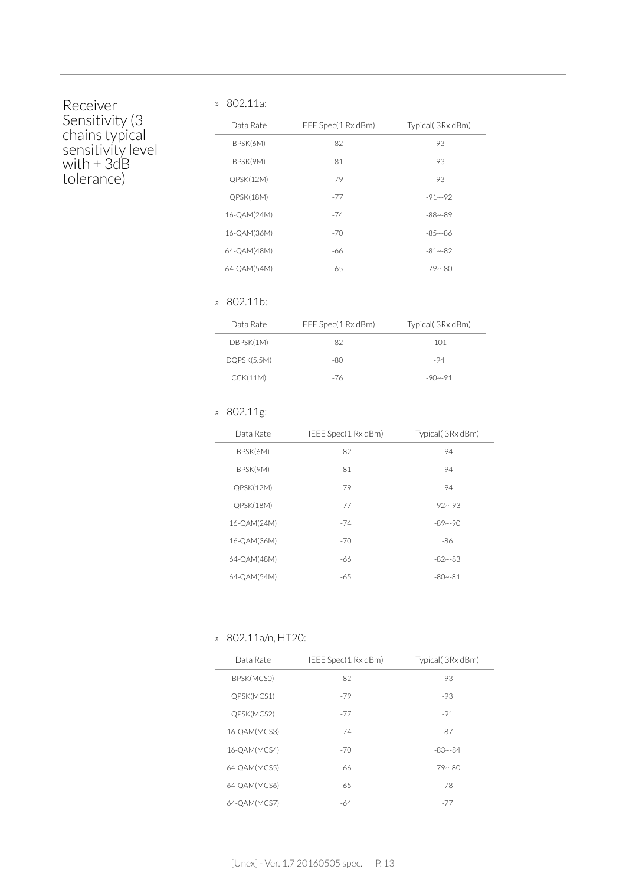## Receiver Sensitivity (3 chains typical sensitivity level with ± 3dB tolerance)

» 802.11a:

| Data Rate | IEEE Spec(1 Rx dBm) | Typical( 3Rx dBm) |
|---|---|---|
| BPSK(6M) | -82 | -93 |
| BPSK(9M) | -81 | -93 |
| QPSK(12M) | -79 | -93 |
| QPSK(18M) | -77 | -91~-92 |
| 16-QAM(24M) | -74 | -88~-89 |
| 16-QAM(36M) | -70 | -85~-86 |
| 64-QAM(48M) | -66 | -81~-82 |
| 64-QAM(54M) | -65 | -79~-80 |

» 802.11b:

| Data Rate | IEEE Spec(1 Rx dBm) | Typical( 3Rx dBm) |
|---|---|---|
| DBPSK(1M) | -82 | -101 |
| DQPSK(5.5M) | -80 | -94 |
| CCK(11M) | -76 | -90~-91 |

» 802.11g:

| Data Rate | IEEE Spec(1 Rx dBm) | Typical( 3Rx dBm) |
|---|---|---|
| BPSK(6M) | -82 | -94 |
| BPSK(9M) | -81 | -94 |
| QPSK(12M) | -79 | -94 |
| QPSK(18M) | -77 | -92~-93 |
| 16-QAM(24M) | -74 | -89~-90 |
| 16-QAM(36M) | -70 | -86 |
| 64-QAM(48M) | -66 | -82~-83 |
| 64-QAM(54M) | -65 | -80~-81 |

» 802.11a/n, HT20:

| Data Rate | IEEE Spec(1 Rx dBm) | Typical( 3Rx dBm) |
|---|---|---|
| BPSK(MCS0) | -82 | -93 |
| QPSK(MCS1) | -79 | -93 |
| QPSK(MCS2) | -77 | -91 |
| 16-QAM(MCS3) | -74 | -87 |
| 16-QAM(MCS4) | -70 | -83~-84 |
| 64-QAM(MCS5) | -66 | -79~-80 |
| 64-QAM(MCS6) | -65 | -78 |
| 64-QAM(MCS7) | -64 | -77 |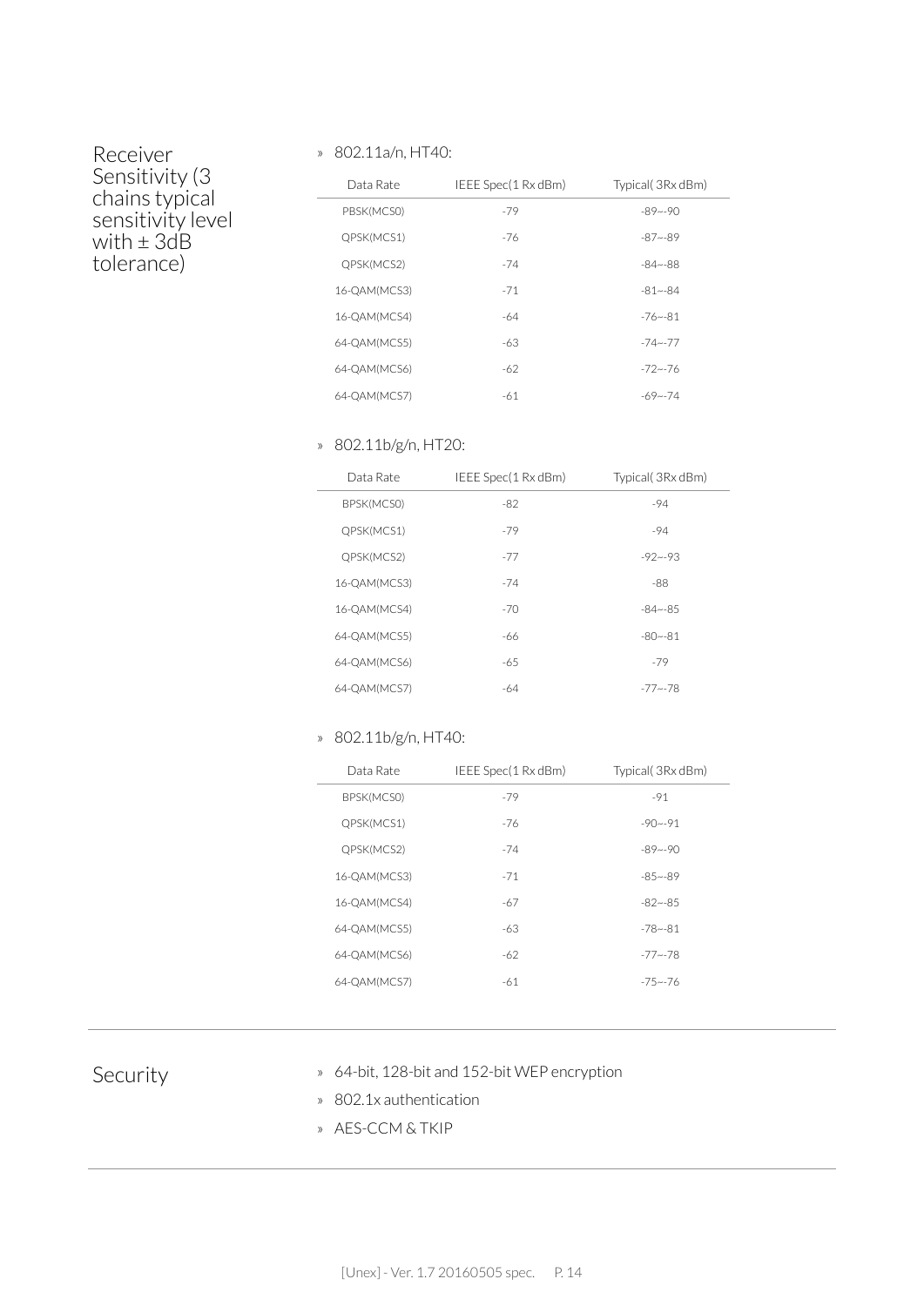## Receiver Sensitivity (3 chains typical sensitivity level with ± 3dB tolerance)

» 802.11a/n, HT40:

| Data Rate | IEEE Spec(1 Rx dBm) | Typical( 3Rx dBm) |
|---|---|---|
| PBSK(MCS0) | -79 | -89~-90 |
| QPSK(MCS1) | -76 | -87~-89 |
| QPSK(MCS2) | -74 | -84~-88 |
| 16-QAM(MCS3) | -71 | -81~-84 |
| 16-QAM(MCS4) | -64 | -76~-81 |
| 64-QAM(MCS5) | -63 | -74~-77 |
| 64-QAM(MCS6) | -62 | -72~-76 |
| 64-QAM(MCS7) | -61 | -69~-74 |

» 802.11b/g/n, HT20:

| Data Rate | IEEE Spec(1 Rx dBm) | Typical( 3Rx dBm) |
|---|---|---|
| BPSK(MCS0) | -82 | -94 |
| QPSK(MCS1) | -79 | -94 |
| QPSK(MCS2) | -77 | -92~-93 |
| 16-QAM(MCS3) | -74 | -88 |
| 16-QAM(MCS4) | -70 | -84~-85 |
| 64-QAM(MCS5) | -66 | -80~-81 |
| 64-QAM(MCS6) | -65 | -79 |
| 64-QAM(MCS7) | -64 | -77~-78 |

» 802.11b/g/n, HT40:

| Data Rate | IEEE Spec(1 Rx dBm) | Typical( 3Rx dBm) |
|---|---|---|
| BPSK(MCS0) | -79 | -91 |
| QPSK(MCS1) | -76 | -90~-91 |
| QPSK(MCS2) | -74 | -89~-90 |
| 16-QAM(MCS3) | -71 | -85~-89 |
| 16-QAM(MCS4) | -67 | -82~-85 |
| 64-QAM(MCS5) | -63 | -78~-81 |
| 64-QAM(MCS6) | -62 | -77~-78 |
| 64-QAM(MCS7) | -61 | -75~-76 |

## Security

» 64-bit, 128-bit and 152-bit WEP encryption

» 802.1x authentication

» AES-CCM & TKIP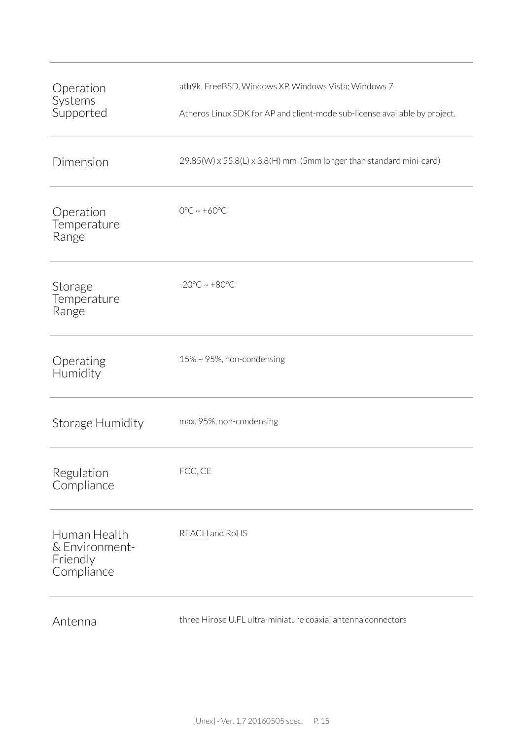| | |
|---|---|
| Operation Systems Supported | ath9k, FreeBSD, Windows XP, Windows Vista; Windows 7<br><br>Atheros Linux SDK for AP and client-mode sub-license available by project. |
| Dimension | 29.85(W) x 55.8(L) x 3.8(H) mm (5mm longer than standard mini-card) |
| Operation Temperature Range | 0°C ~ +60°C |
| Storage Temperature Range | -20°C ~ +80°C |
| Operating Humidity | 15% ~ 95%, non-condensing |
| Storage Humidity | max. 95%, non-condensing |
| Regulation Compliance | FCC, CE |
| Human Health & Environment-Friendly Compliance | REACH and RoHS |
| Antenna | three Hirose U.FL ultra-miniature coaxial antenna connectors |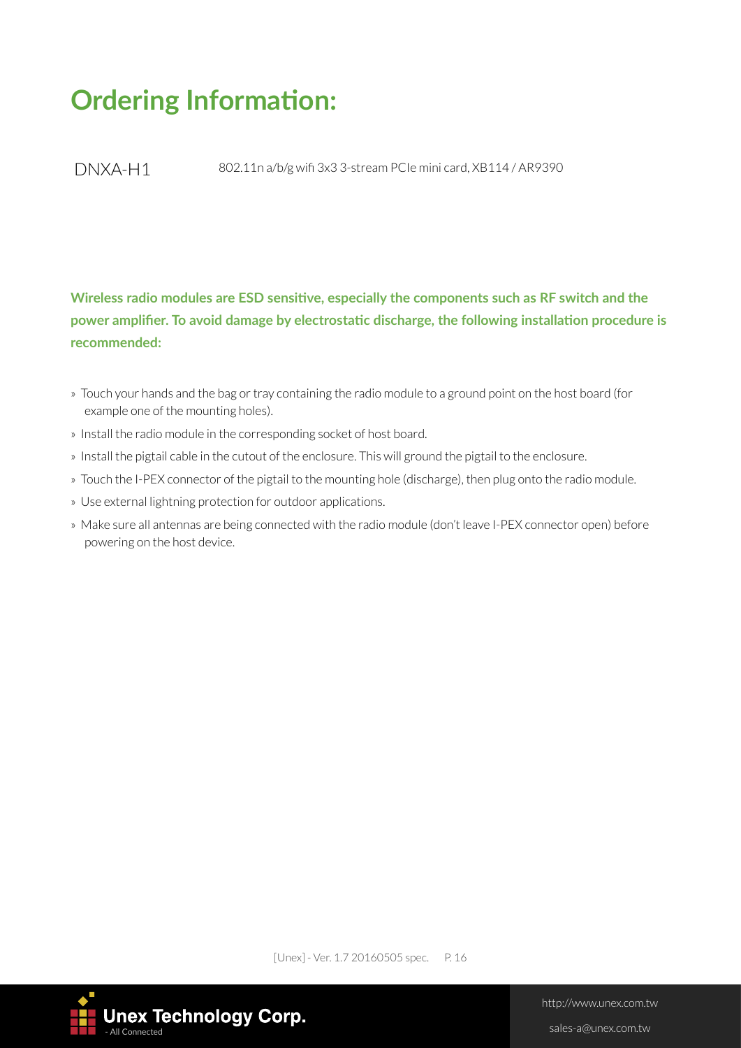# Ordering Information:

| | |
|---|---|
| DNXA-H1 | 802.11n a/b/g wifi 3x3 3-stream PCIe mini card, XB114 / AR9390 |

**Wireless radio modules are ESD sensitive, especially the components such as RF switch and the power amplifier. To avoid damage by electrostatic discharge, the following installation procedure is recommended:**

- Touch your hands and the bag or tray containing the radio module to a ground point on the host board (for example one of the mounting holes).
- Install the radio module in the corresponding socket of host board.
- Install the pigtail cable in the cutout of the enclosure. This will ground the pigtail to the enclosure.
- Touch the I-PEX connector of the pigtail to the mounting hole (discharge), then plug onto the radio module.
- Use external lightning protection for outdoor applications.
- Make sure all antennas are being connected with the radio module (don't leave I-PEX connector open) before powering on the host device.